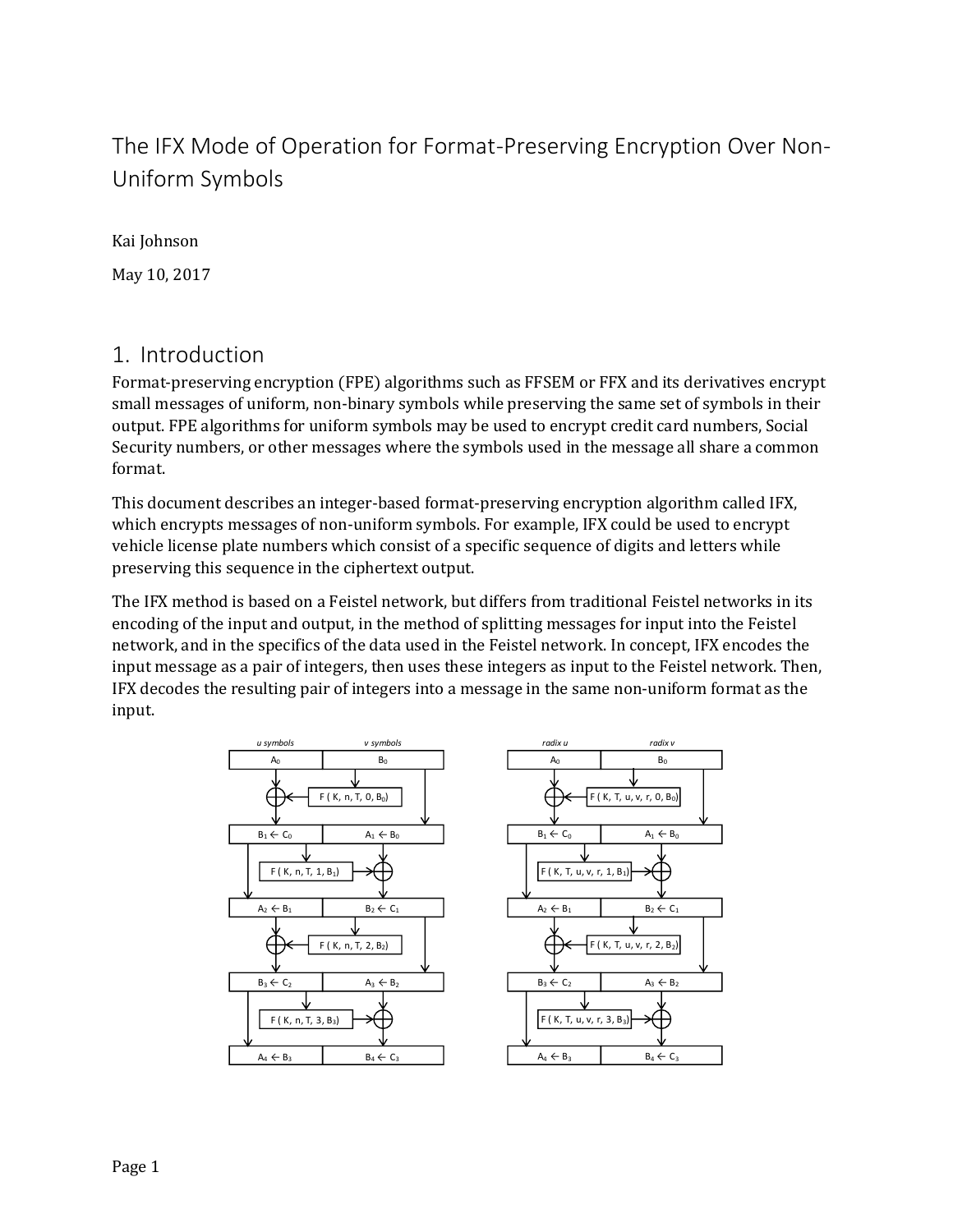# The IFX Mode of Operation for Format-Preserving Encryption Over Non-Uniform Symbols

Kai Johnson

May 10, 2017

## 1. Introduction

Format-preserving encryption (FPE) algorithms such as FFSEM or FFX and its derivatives encrypt small messages of uniform, non-binary symbols while preserving the same set of symbols in their output. FPE algorithms for uniform symbols may be used to encrypt credit card numbers, Social Security numbers, or other messages where the symbols used in the message all share a common format.

This document describes an integer-based format-preserving encryption algorithm called IFX, which encrypts messages of non-uniform symbols. For example, IFX could be used to encrypt vehicle license plate numbers which consist of a specific sequence of digits and letters while preserving this sequence in the ciphertext output.

The IFX method is based on a Feistel network, but differs from traditional Feistel networks in its encoding of the input and output, in the method of splitting messages for input into the Feistel network, and in the specifics of the data used in the Feistel network. In concept, IFX encodes the input message as a pair of integers, then uses these integers as input to the Feistel network. Then, IFX decodes the resulting pair of integers into a message in the same non-uniform format as the input.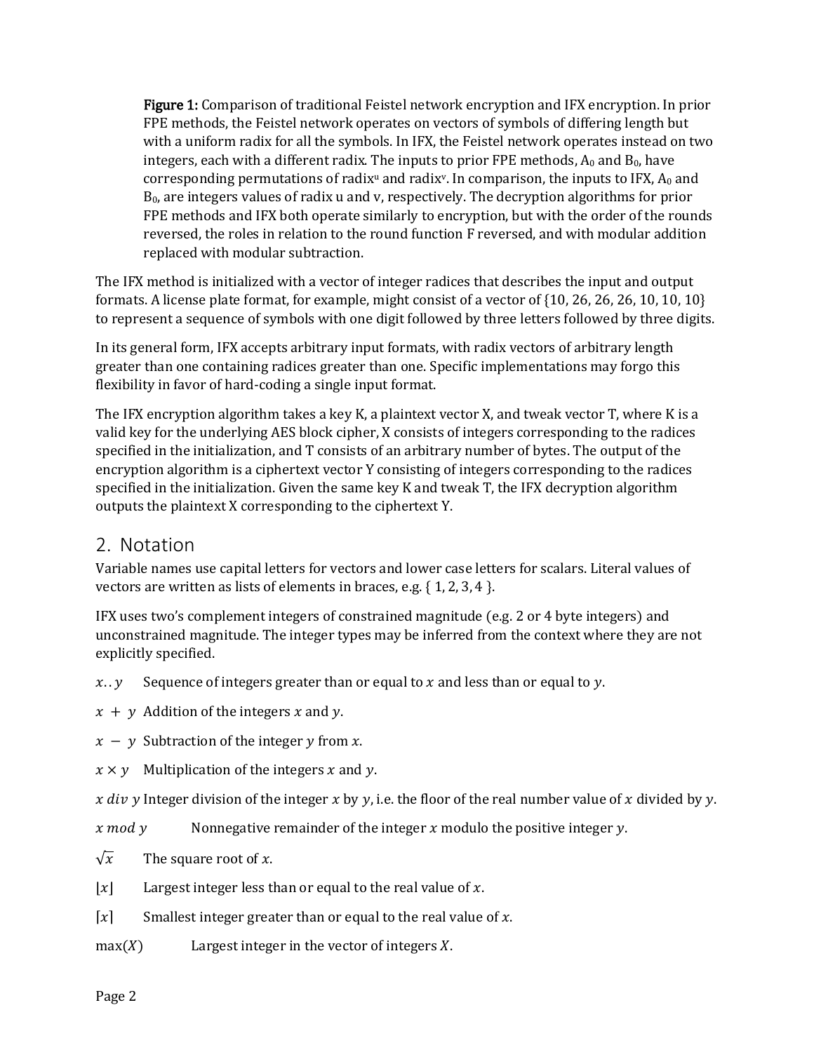**Figure 1:** Comparison of traditional Feistel network encryption and IFX encryption. In prior FPE methods, the Feistel network operates on vectors of symbols of differing length but with a uniform radix for all the symbols. In IFX, the Feistel network operates instead on two integers, each with a different radix. The inputs to prior FPE methods, $A_0$ and $B_0$, have corresponding permutations of $radix^u$ and $radix^v$. In comparison, the inputs to IFX, $A_0$ and $B_0$, are integers values of radix u and v, respectively. The decryption algorithms for prior FPE methods and IFX both operate similarly to encryption, but with the order of the rounds reversed, the roles in relation to the round function F reversed, and with modular addition replaced with modular subtraction.

The IFX method is initialized with a vector of integer radices that describes the input and output formats. A license plate format, for example, might consist of a vector of {10, 26, 26, 26, 10, 10, 10} to represent a sequence of symbols with one digit followed by three letters followed by three digits.

In its general form, IFX accepts arbitrary input formats, with radix vectors of arbitrary length greater than one containing radices greater than one. Specific implementations may forgo this flexibility in favor of hard-coding a single input format.

The IFX encryption algorithm takes a key K, a plaintext vector X, and tweak vector T, where K is a valid key for the underlying AES block cipher, X consists of integers corresponding to the radices specified in the initialization, and T consists of an arbitrary number of bytes. The output of the encryption algorithm is a ciphertext vector Y consisting of integers corresponding to the radices specified in the initialization. Given the same key K and tweak T, the IFX decryption algorithm outputs the plaintext X corresponding to the ciphertext Y.

## 2. Notation

Variable names use capital letters for vectors and lower case letters for scalars. Literal values of vectors are written as lists of elements in braces, e.g. { 1, 2, 3, 4 }.

IFX uses two's complement integers of constrained magnitude (e.g. 2 or 4 byte integers) and unconstrained magnitude. The integer types may be inferred from the context where they are not explicitly specified.

$x..y$ Sequence of integers greater than or equal to $x$ and less than or equal to $y$.

$x + y$ Addition of the integers $x$ and $y$.

$x - y$ Subtraction of the integer $y$ from $x$.

$x \times y$ Multiplication of the integers $x$ and $y$.

$x \ div \ y$ Integer division of the integer $x$ by $y$, i.e. the floor of the real number value of $x$ divided by $y$.

$x \bmod y$ Nonnegative remainder of the integer $x$ modulo the positive integer $y$.

$\sqrt{x}$ The square root of $x$.

$\lfloor x \rfloor$ Largest integer less than or equal to the real value of $x$.

$\lceil x \rceil$ Smallest integer greater than or equal to the real value of $x$.

$\max(X)$ Largest integer in the vector of integers $X$.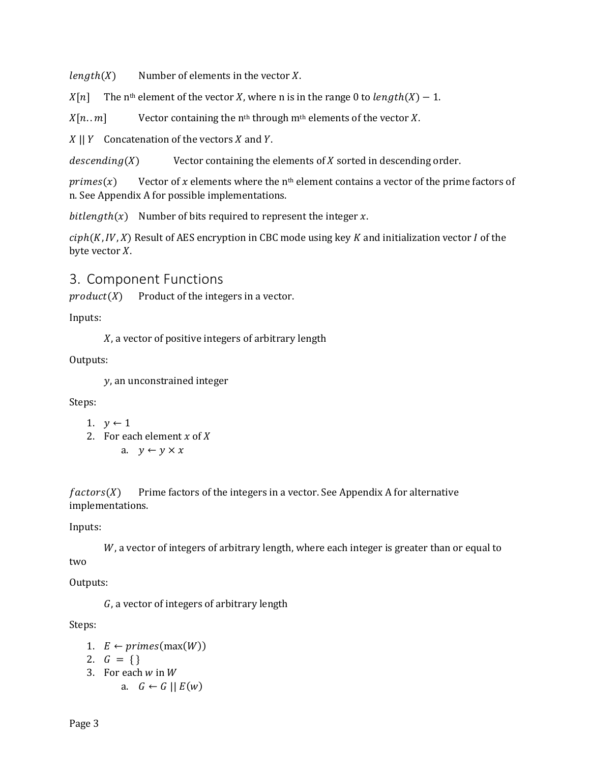$length(X)$ Number of elements in the vector $X$.

$X[n]$ The n[th] element of the vector $X$, where n is in the range 0 to $length(X) - 1$.

$X[n..m]$ Vector containing the n[th] through m[th] elements of the vector $X$.

$X \,||\, Y$ Concatenation of the vectors $X$ and $Y$.

$descending(X)$ Vector containing the elements of $X$ sorted in descending order.

$primes(x)$ Vector of $x$ elements where the n[th] element contains a vector of the prime factors of n. See Appendix A for possible implementations.

$bitlength(x)$ Number of bits required to represent the integer $x$.

$ciph(K, IV, X)$ Result of AES encryption in CBC mode using key $K$ and initialization vector $I$ of the byte vector $X$.

## 3. Component Functions

$product(X)$ Product of the integers in a vector.

Inputs:

$X$, a vector of positive integers of arbitrary length

Outputs:

$y$, an unconstrained integer

Steps:

1. $y \leftarrow 1$
2. For each element $x$ of $X$
   a. $y \leftarrow y \times x$

$factors(X)$ Prime factors of the integers in a vector. See Appendix A for alternative implementations.

Inputs:

$W$, a vector of integers of arbitrary length, where each integer is greater than or equal to two

Outputs:

$G$, a vector of integers of arbitrary length

Steps:

1. $E \leftarrow primes(\max(W))$
2. $G = \{\}$
3. For each $w$ in $W$
   a. $G \leftarrow G \,||\, E(w)$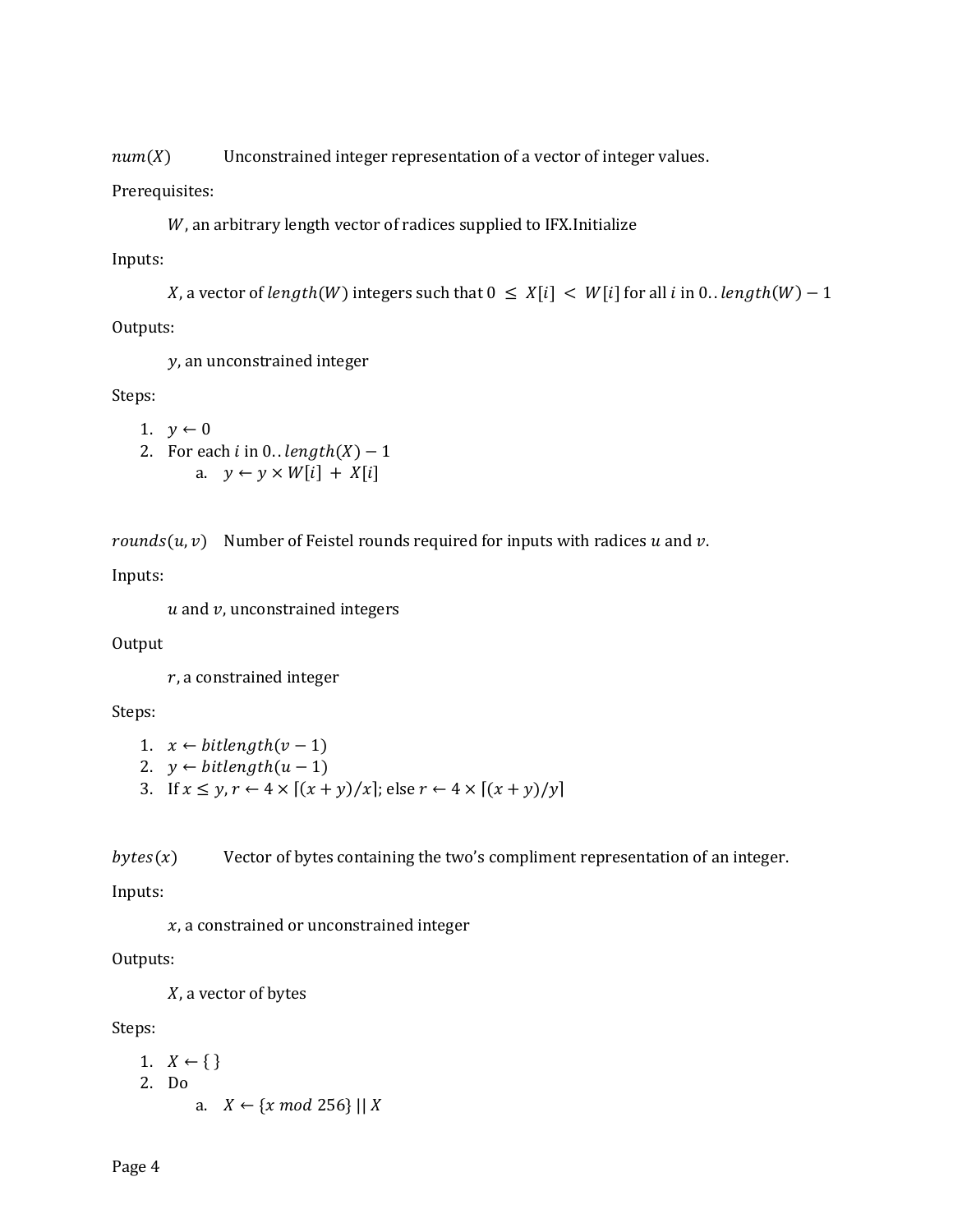$num(X)$ Unconstrained integer representation of a vector of integer values.

Prerequisites:

$W$, an arbitrary length vector of radices supplied to IFX.Initialize

Inputs:

$X$, a vector of $length(W)$ integers such that $0 \leq X[i] < W[i]$ for all $i$ in $0..length(W) - 1$

Outputs:

$y$, an unconstrained integer

Steps:

1. $y \leftarrow 0$
2. For each $i$ in $0..length(X) - 1$
   a. $y \leftarrow y \times W[i] + X[i]$

$rounds(u, v)$ Number of Feistel rounds required for inputs with radices $u$ and $v$.

Inputs:

$u$ and $v$, unconstrained integers

Output

$r$, a constrained integer

Steps:

1. $x \leftarrow bitlength(v - 1)$
2. $y \leftarrow bitlength(u - 1)$
3. If $x \leq y$, $r \leftarrow 4 \times \lceil (x + y)/x \rceil$; else $r \leftarrow 4 \times \lceil (x + y)/y \rceil$

$bytes(x)$ Vector of bytes containing the two's compliment representation of an integer.

Inputs:

$x$, a constrained or unconstrained integer

Outputs:

$X$, a vector of bytes

Steps:

1. $X \leftarrow \{\}$
2. Do
   a. $X \leftarrow \{x \bmod 256\} \,||\, X$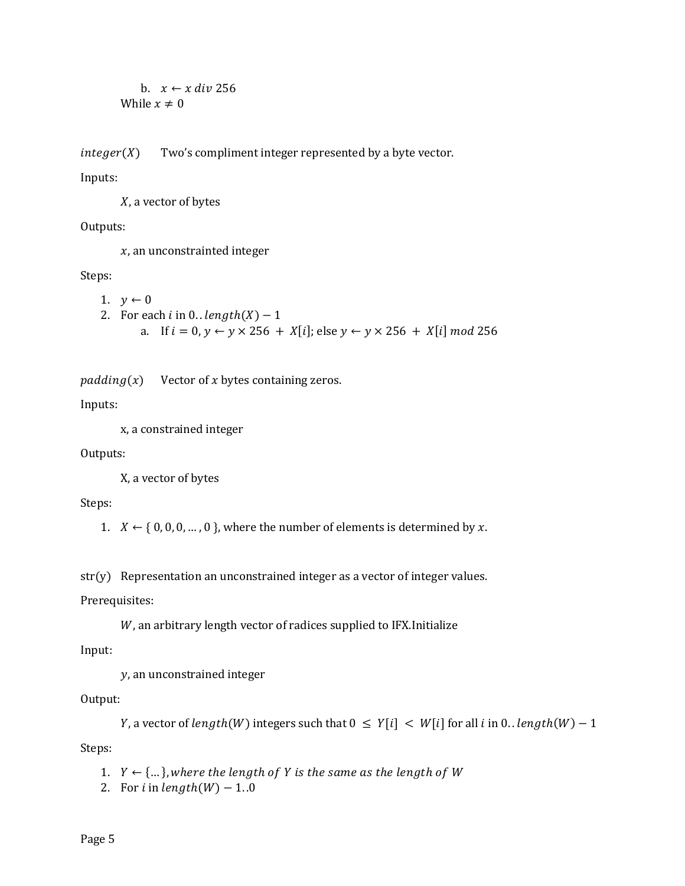b. $x \leftarrow x \; div \; 256$

   While $x \neq 0$

$integer(X)$ Two's compliment integer represented by a byte vector.

Inputs:

$X$, a vector of bytes

Outputs:

$x$, an unconstrainted integer

Steps:

1. $y \leftarrow 0$
2. For each $i$ in $0..length(X) - 1$
   a. If $i = 0$, $y \leftarrow y \times 256 + X[i]$; else $y \leftarrow y \times 256 + X[i] \; mod \; 256$

$padding(x)$ Vector of $x$ bytes containing zeros.

Inputs:

x, a constrained integer

Outputs:

X, a vector of bytes

Steps:

1. $X \leftarrow \{ 0, 0, 0, \ldots, 0 \}$, where the number of elements is determined by $x$.

str(y) Representation an unconstrained integer as a vector of integer values.

Prerequisites:

$W$, an arbitrary length vector of radices supplied to IFX.Initialize

Input:

$y$, an unconstrained integer

Output:

$Y$, a vector of $length(W)$ integers such that $0 \leq Y[i] < W[i]$ for all $i$ in $0..length(W) - 1$

Steps:

1. $Y \leftarrow \{\ldots\}$, *where the length of Y is the same as the length of W*
2. For $i$ in $length(W) - 1..0$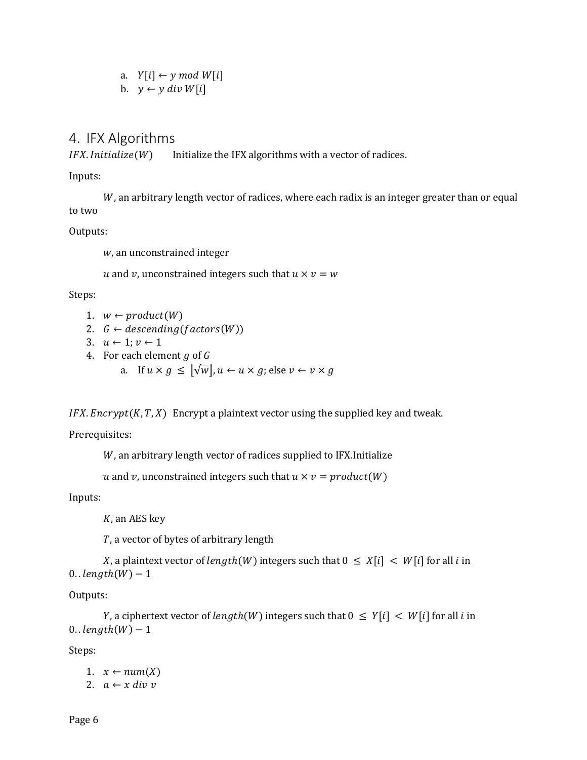a. $Y[i] \leftarrow y \bmod W[i]$
   b. $y \leftarrow y \ div\ W[i]$

## 4. IFX Algorithms

$IFX.Initialize(W)$ Initialize the IFX algorithms with a vector of radices.

Inputs:

$W$, an arbitrary length vector of radices, where each radix is an integer greater than or equal to two

Outputs:

$w$, an unconstrained integer

$u$ and $v$, unconstrained integers such that $u \times v = w$

Steps:

1. $w \leftarrow product(W)$
2. $G \leftarrow descending(factors(W))$
3. $u \leftarrow 1; v \leftarrow 1$
4. For each element $g$ of $G$
   a. If $u \times g \leq \lfloor \sqrt{w} \rfloor$, $u \leftarrow u \times g$; else $v \leftarrow v \times g$

$IFX.Encrypt(K, T, X)$ Encrypt a plaintext vector using the supplied key and tweak.

Prerequisites:

$W$, an arbitrary length vector of radices supplied to IFX.Initialize

$u$ and $v$, unconstrained integers such that $u \times v = product(W)$

Inputs:

$K$, an AES key

$T$, a vector of bytes of arbitrary length

$X$, a plaintext vector of $length(W)$ integers such that $0 \leq X[i] < W[i]$ for all $i$ in $0..length(W) - 1$

Outputs:

$Y$, a ciphertext vector of $length(W)$ integers such that $0 \leq Y[i] < W[i]$ for all $i$ in $0..length(W) - 1$

Steps:

1. $x \leftarrow num(X)$
2. $a \leftarrow x \ div\ v$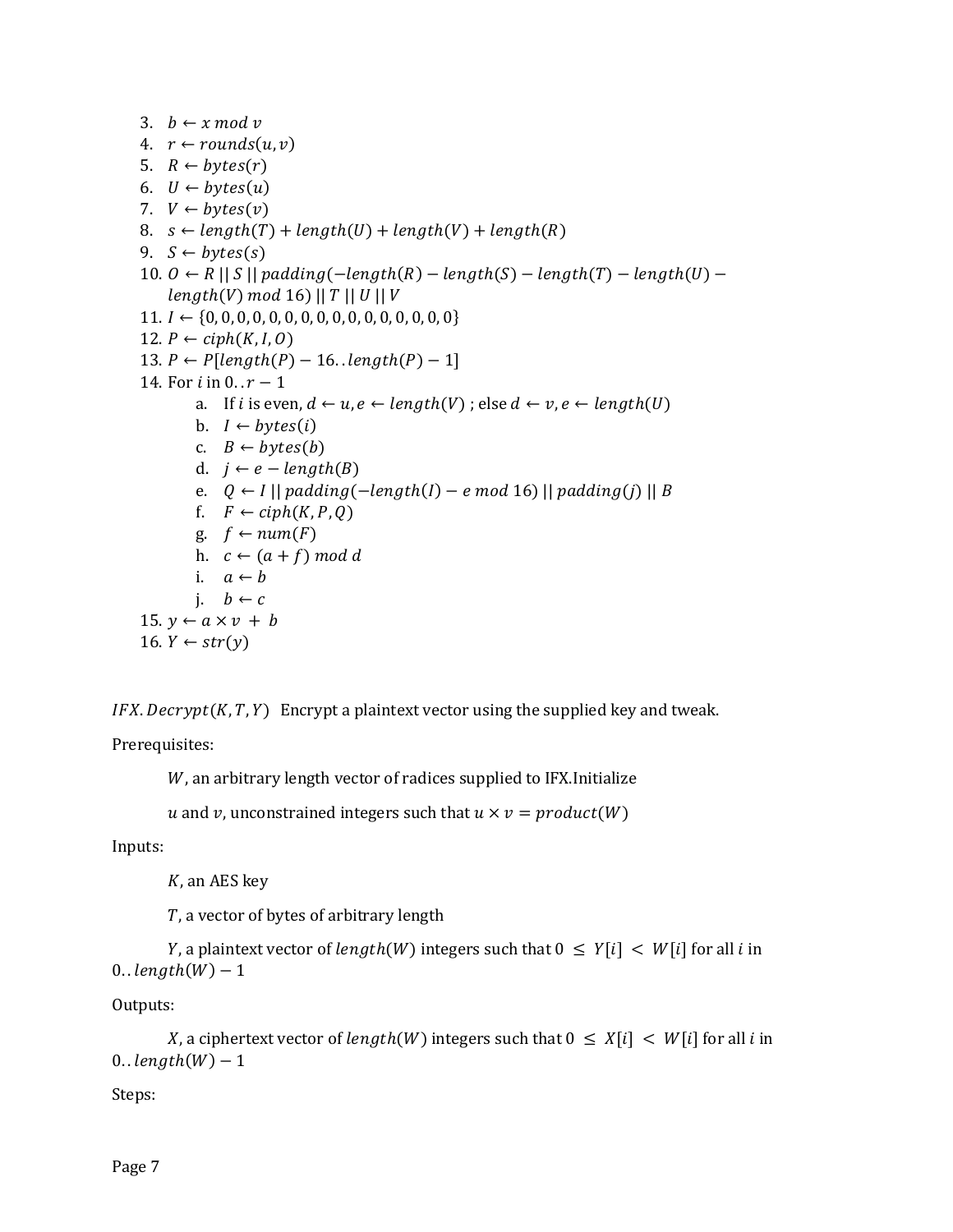3. $b \leftarrow x \bmod v$
4. $r \leftarrow rounds(u, v)$
5. $R \leftarrow bytes(r)$
6. $U \leftarrow bytes(u)$
7. $V \leftarrow bytes(v)$
8. $s \leftarrow length(T) + length(U) + length(V) + length(R)$
9. $S \leftarrow bytes(s)$
10. $O \leftarrow R \,||\, S \,||\, padding(-length(R) - length(S) - length(T) - length(U) - length(V) \bmod 16) \,||\, T \,||\, U \,||\, V$
11. $I \leftarrow \{0, 0, 0, 0, 0, 0, 0, 0, 0, 0, 0, 0, 0, 0, 0, 0\}$
12. $P \leftarrow ciph(K, I, O)$
13. $P \leftarrow P[length(P) - 16..length(P) - 1]$
14. For $i$ in $0..r - 1$
    a. If $i$ is even, $d \leftarrow u, e \leftarrow length(V)$ ; else $d \leftarrow v, e \leftarrow length(U)$
    b. $I \leftarrow bytes(i)$
    c. $B \leftarrow bytes(b)$
    d. $j \leftarrow e - length(B)$
    e. $Q \leftarrow I \,||\, padding(-length(I) - e \bmod 16) \,||\, padding(j) \,||\, B$
    f. $F \leftarrow ciph(K, P, Q)$
    g. $f \leftarrow num(F)$
    h. $c \leftarrow (a + f) \bmod d$
    i. $a \leftarrow b$
    j. $b \leftarrow c$
15. $y \leftarrow a \times v + b$
16. $Y \leftarrow str(y)$

$IFX.Decrypt(K, T, Y)$ Encrypt a plaintext vector using the supplied key and tweak.

Prerequisites:

$W$, an arbitrary length vector of radices supplied to IFX.Initialize

$u$ and $v$, unconstrained integers such that $u \times v = product(W)$

Inputs:

$K$, an AES key

$T$, a vector of bytes of arbitrary length

$Y$, a plaintext vector of $length(W)$ integers such that $0 \le Y[i] < W[i]$ for all $i$ in $0..length(W) - 1$

Outputs:

$X$, a ciphertext vector of $length(W)$ integers such that $0 \le X[i] < W[i]$ for all $i$ in $0..length(W) - 1$

Steps: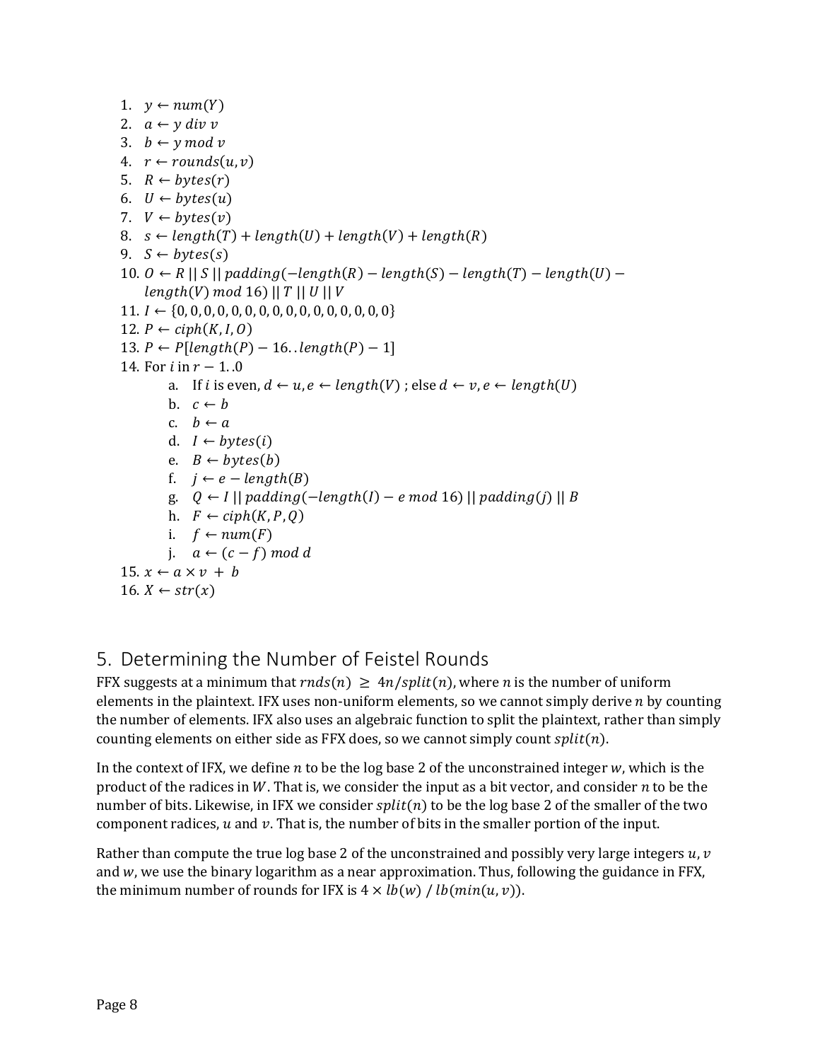1. $y \leftarrow num(Y)$
2. $a \leftarrow y \; div \; v$
3. $b \leftarrow y \bmod v$
4. $r \leftarrow rounds(u, v)$
5. $R \leftarrow bytes(r)$
6. $U \leftarrow bytes(u)$
7. $V \leftarrow bytes(v)$
8. $s \leftarrow length(T) + length(U) + length(V) + length(R)$
9. $S \leftarrow bytes(s)$
10. $O \leftarrow R \,||\, S \,||\, padding(-length(R) - length(S) - length(T) - length(U) - length(V) \bmod 16) \,||\, T \,||\, U \,||\, V$
11. $I \leftarrow \{0, 0, 0, 0, 0, 0, 0, 0, 0, 0, 0, 0, 0, 0, 0, 0\}$
12. $P \leftarrow ciph(K, I, O)$
13. $P \leftarrow P[length(P) - 16..length(P) - 1]$
14. For $i$ in $r - 1..0$
    a. If $i$ is even, $d \leftarrow u, e \leftarrow length(V)$ ; else $d \leftarrow v, e \leftarrow length(U)$
    b. $c \leftarrow b$
    c. $b \leftarrow a$
    d. $I \leftarrow bytes(i)$
    e. $B \leftarrow bytes(b)$
    f. $j \leftarrow e - length(B)$
    g. $Q \leftarrow I \,||\, padding(-length(I) - e \bmod 16) \,||\, padding(j) \,||\, B$
    h. $F \leftarrow ciph(K, P, Q)$
    i. $f \leftarrow num(F)$
    j. $a \leftarrow (c - f) \bmod d$
15. $x \leftarrow a \times v \, + \, b$
16. $X \leftarrow str(x)$

## 5. Determining the Number of Feistel Rounds

FFX suggests at a minimum that $rnds(n) \geq 4n/split(n)$, where $n$ is the number of uniform elements in the plaintext. IFX uses non-uniform elements, so we cannot simply derive $n$ by counting the number of elements. IFX also uses an algebraic function to split the plaintext, rather than simply counting elements on either side as FFX does, so we cannot simply count $split(n)$.

In the context of IFX, we define $n$ to be the log base 2 of the unconstrained integer $w$, which is the product of the radices in $W$. That is, we consider the input as a bit vector, and consider $n$ to be the number of bits. Likewise, in IFX we consider $split(n)$ to be the log base 2 of the smaller of the two component radices, $u$ and $v$. That is, the number of bits in the smaller portion of the input.

Rather than compute the true log base 2 of the unconstrained and possibly very large integers $u, v$ and $w$, we use the binary logarithm as a near approximation. Thus, following the guidance in FFX, the minimum number of rounds for IFX is $4 \times lb(w) \,/\, lb(min(u, v))$.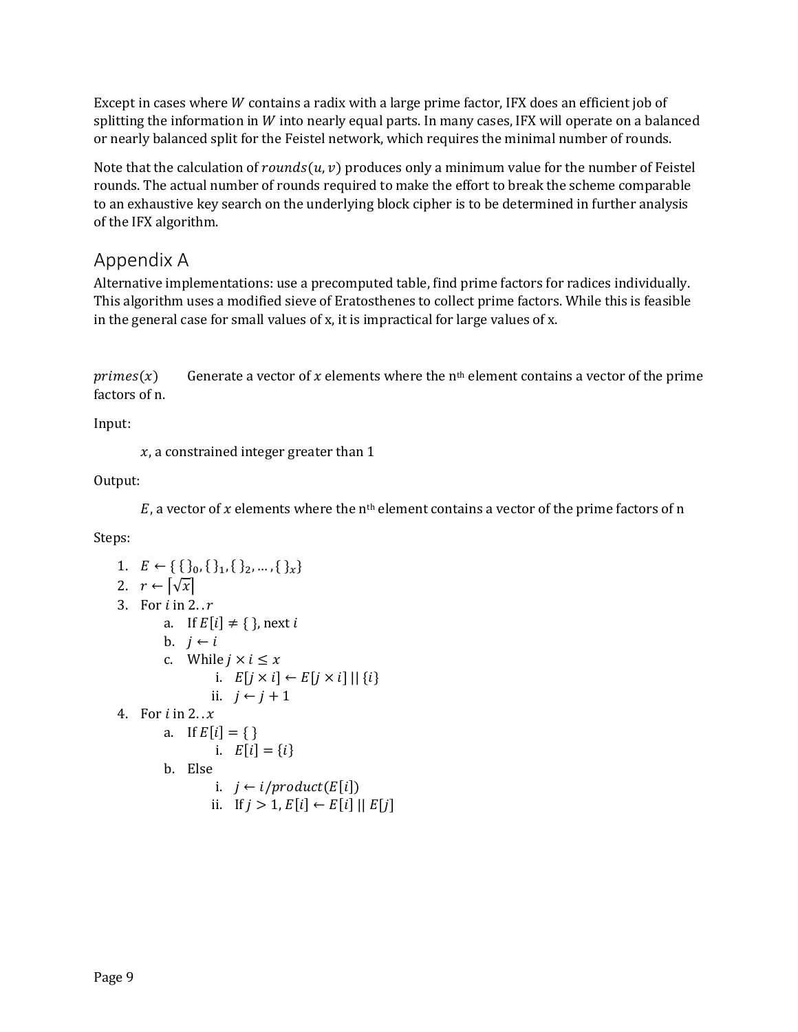Except in cases where $W$ contains a radix with a large prime factor, IFX does an efficient job of splitting the information in $W$ into nearly equal parts. In many cases, IFX will operate on a balanced or nearly balanced split for the Feistel network, which requires the minimal number of rounds.

Note that the calculation of $rounds(u, v)$ produces only a minimum value for the number of Feistel rounds. The actual number of rounds required to make the effort to break the scheme comparable to an exhaustive key search on the underlying block cipher is to be determined in further analysis of the IFX algorithm.

## Appendix A

Alternative implementations: use a precomputed table, find prime factors for radices individually. This algorithm uses a modified sieve of Eratosthenes to collect prime factors. While this is feasible in the general case for small values of x, it is impractical for large values of x.

$primes(x)$ Generate a vector of $x$ elements where the n[th] element contains a vector of the prime factors of n.

Input:

$x$, a constrained integer greater than 1

Output:

$E$, a vector of $x$ elements where the n[th] element contains a vector of the prime factors of n

Steps:

1. $E \leftarrow \{\{\}_0, \{\}_1, \{\}_2, \ldots, \{\}_x\}$
2. $r \leftarrow \lceil \sqrt{x} \rceil$
3. For $i$ in $2..r$
   a. If $E[i] \neq \{\}$, next $i$
   b. $j \leftarrow i$
   c. While $j \times i \leq x$
      i. $E[j \times i] \leftarrow E[j \times i] \,||\, \{i\}$
      ii. $j \leftarrow j + 1$
4. For $i$ in $2..x$
   a. If $E[i] = \{\}$
      i. $E[i] = \{i\}$
   b. Else
      i. $j \leftarrow i/product(E[i])$
      ii. If $j > 1$, $E[i] \leftarrow E[i] \,||\, E[j]$